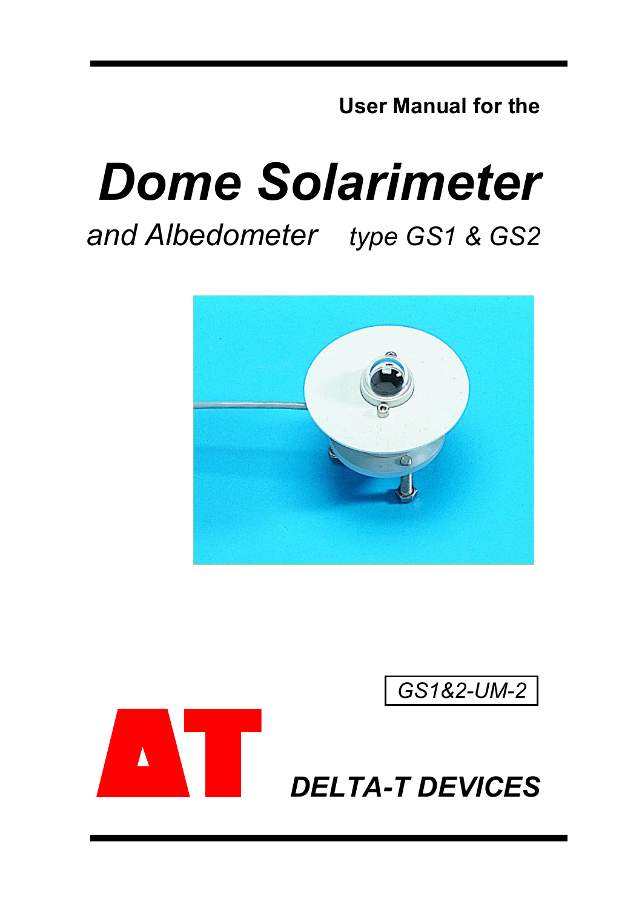**User Manual for the**

# *Dome Solarimeter*

*and Albedometer* *type GS1 & GS2*

*GS1&2-UM-2*

***DELTA-T DEVICES***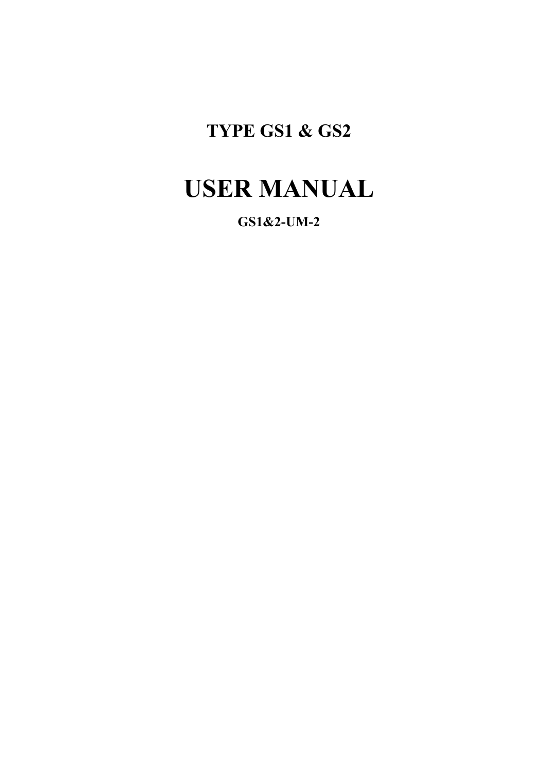**TYPE GS1 & GS2**

# USER MANUAL

**GS1&2-UM-2**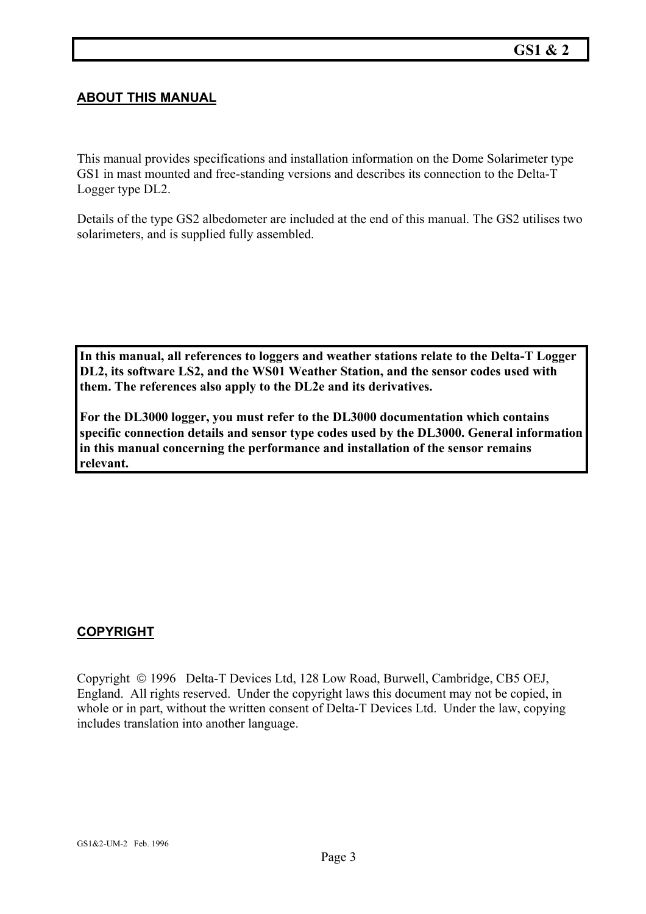## ABOUT THIS MANUAL

This manual provides specifications and installation information on the Dome Solarimeter type GS1 in mast mounted and free-standing versions and describes its connection to the Delta-T Logger type DL2.

Details of the type GS2 albedometer are included at the end of this manual. The GS2 utilises two solarimeters, and is supplied fully assembled.

**In this manual, all references to loggers and weather stations relate to the Delta-T Logger DL2, its software LS2, and the WS01 Weather Station, and the sensor codes used with them. The references also apply to the DL2e and its derivatives.**

**For the DL3000 logger, you must refer to the DL3000 documentation which contains specific connection details and sensor type codes used by the DL3000. General information in this manual concerning the performance and installation of the sensor remains relevant.**

## COPYRIGHT

Copyright © 1996 Delta-T Devices Ltd, 128 Low Road, Burwell, Cambridge, CB5 OEJ, England. All rights reserved. Under the copyright laws this document may not be copied, in whole or in part, without the written consent of Delta-T Devices Ltd. Under the law, copying includes translation into another language.

GS1&2-UM-2 Feb. 1996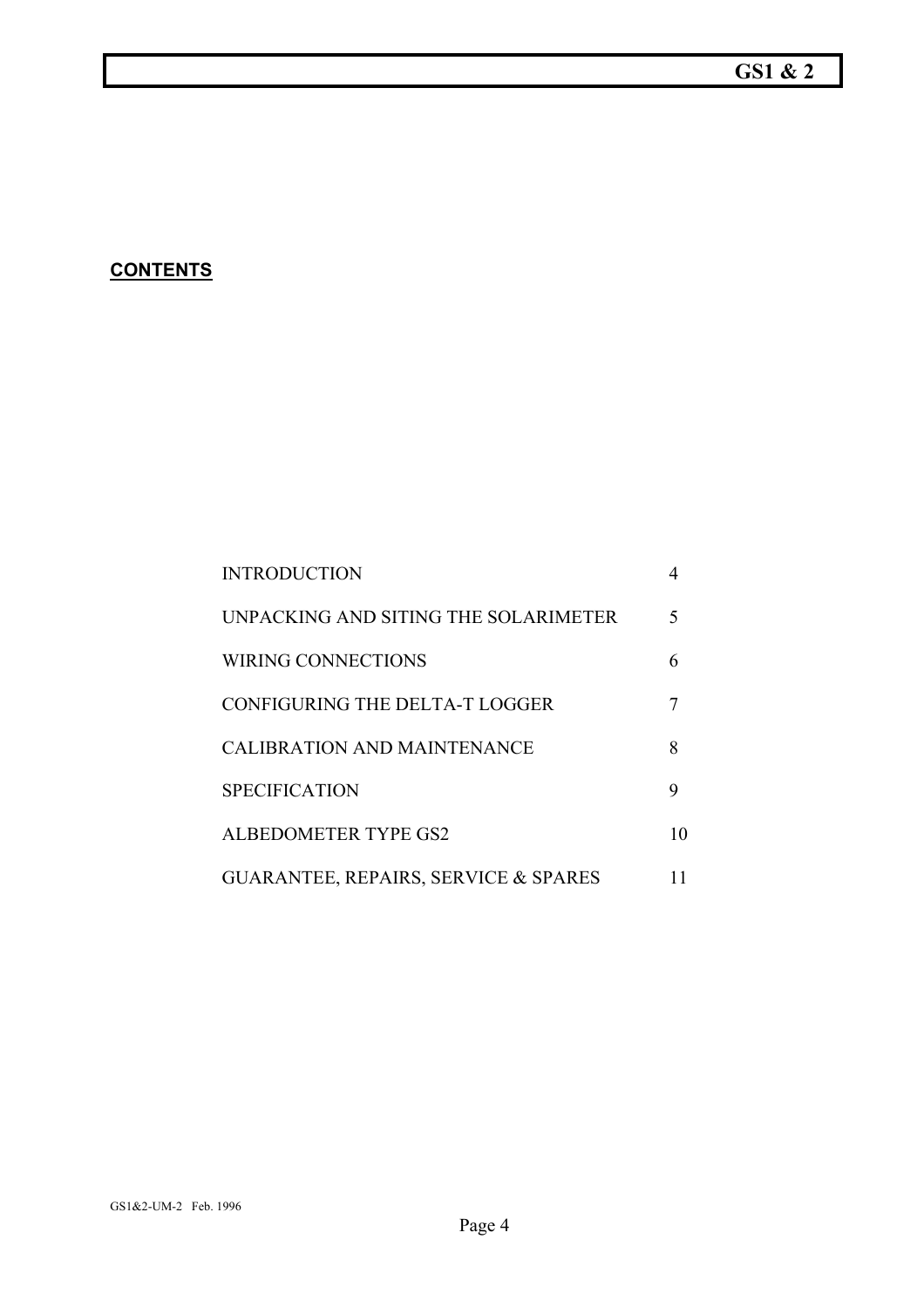## CONTENTS

| | |
|---|---|
| INTRODUCTION | 4 |
| UNPACKING AND SITING THE SOLARIMETER | 5 |
| WIRING CONNECTIONS | 6 |
| CONFIGURING THE DELTA-T LOGGER | 7 |
| CALIBRATION AND MAINTENANCE | 8 |
| SPECIFICATION | 9 |
| ALBEDOMETER TYPE GS2 | 10 |
| GUARANTEE, REPAIRS, SERVICE & SPARES | 11 |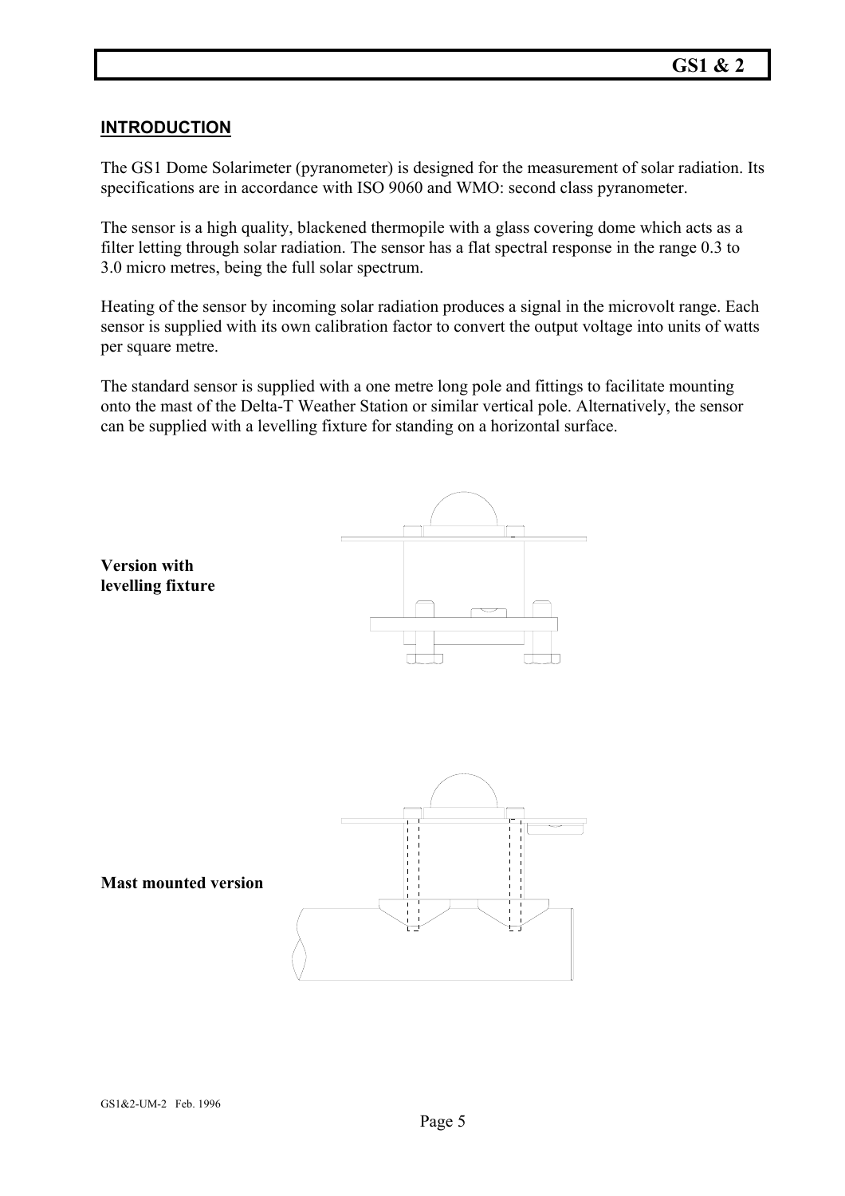## INTRODUCTION

The GS1 Dome Solarimeter (pyranometer) is designed for the measurement of solar radiation. Its specifications are in accordance with ISO 9060 and WMO: second class pyranometer.

The sensor is a high quality, blackened thermopile with a glass covering dome which acts as a filter letting through solar radiation. The sensor has a flat spectral response in the range 0.3 to 3.0 micro metres, being the full solar spectrum.

Heating of the sensor by incoming solar radiation produces a signal in the microvolt range. Each sensor is supplied with its own calibration factor to convert the output voltage into units of watts per square metre.

The standard sensor is supplied with a one metre long pole and fittings to facilitate mounting onto the mast of the Delta-T Weather Station or similar vertical pole. Alternatively, the sensor can be supplied with a levelling fixture for standing on a horizontal surface.

**Version with levelling fixture**

**Mast mounted version**

GS1&2-UM-2 Feb. 1996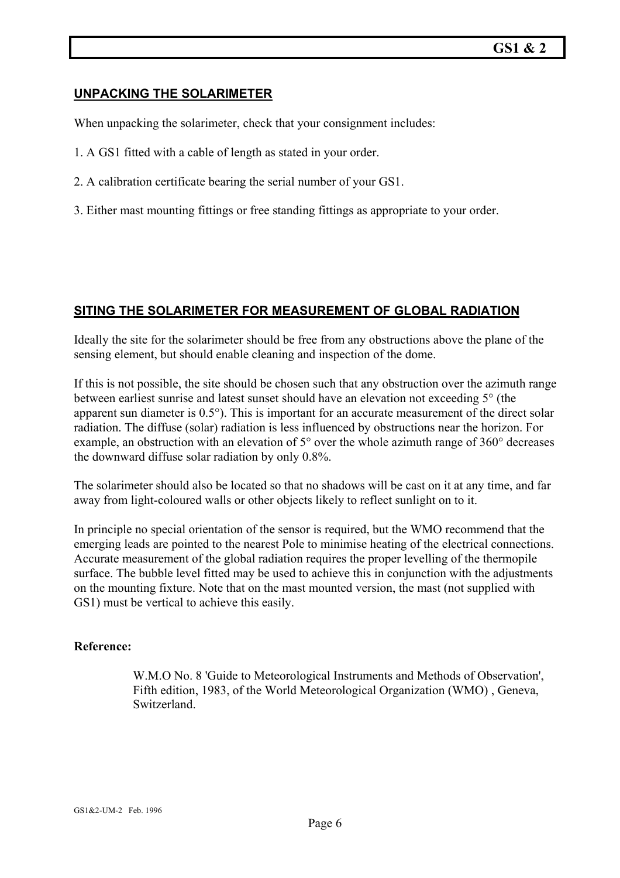## UNPACKING THE SOLARIMETER

When unpacking the solarimeter, check that your consignment includes:

1. A GS1 fitted with a cable of length as stated in your order.

2. A calibration certificate bearing the serial number of your GS1.

3. Either mast mounting fittings or free standing fittings as appropriate to your order.

## SITING THE SOLARIMETER FOR MEASUREMENT OF GLOBAL RADIATION

Ideally the site for the solarimeter should be free from any obstructions above the plane of the sensing element, but should enable cleaning and inspection of the dome.

If this is not possible, the site should be chosen such that any obstruction over the azimuth range between earliest sunrise and latest sunset should have an elevation not exceeding 5° (the apparent sun diameter is 0.5°). This is important for an accurate measurement of the direct solar radiation. The diffuse (solar) radiation is less influenced by obstructions near the horizon. For example, an obstruction with an elevation of 5° over the whole azimuth range of 360° decreases the downward diffuse solar radiation by only 0.8%.

The solarimeter should also be located so that no shadows will be cast on it at any time, and far away from light-coloured walls or other objects likely to reflect sunlight on to it.

In principle no special orientation of the sensor is required, but the WMO recommend that the emerging leads are pointed to the nearest Pole to minimise heating of the electrical connections. Accurate measurement of the global radiation requires the proper levelling of the thermopile surface. The bubble level fitted may be used to achieve this in conjunction with the adjustments on the mounting fixture. Note that on the mast mounted version, the mast (not supplied with GS1) must be vertical to achieve this easily.

**Reference:**

W.M.O No. 8 'Guide to Meteorological Instruments and Methods of Observation', Fifth edition, 1983, of the World Meteorological Organization (WMO) , Geneva, Switzerland.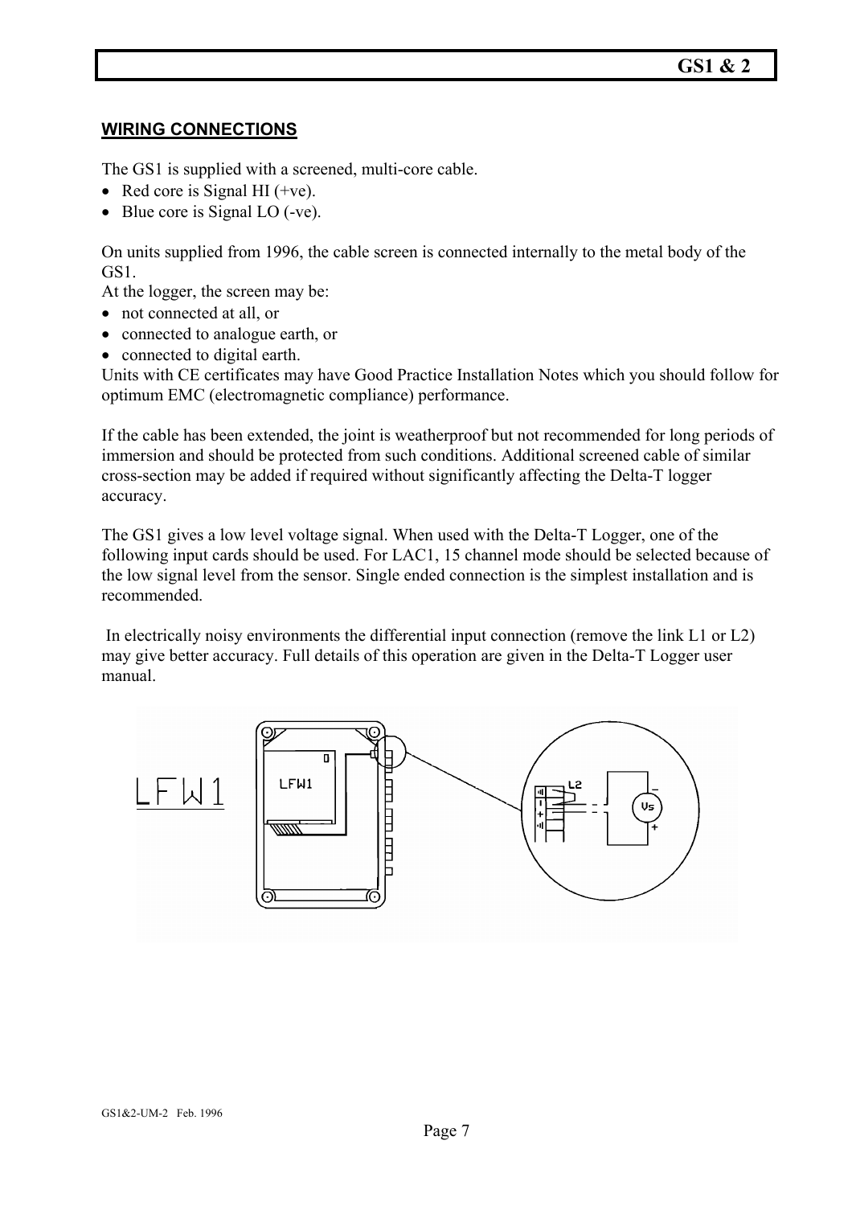## WIRING CONNECTIONS

The GS1 is supplied with a screened, multi-core cable.

- Red core is Signal HI (+ve).
- Blue core is Signal LO (-ve).

On units supplied from 1996, the cable screen is connected internally to the metal body of the GS1.
At the logger, the screen may be:

- not connected at all, or
- connected to analogue earth, or
- connected to digital earth.

Units with CE certificates may have Good Practice Installation Notes which you should follow for optimum EMC (electromagnetic compliance) performance.

If the cable has been extended, the joint is weatherproof but not recommended for long periods of immersion and should be protected from such conditions. Additional screened cable of similar cross-section may be added if required without significantly affecting the Delta-T logger accuracy.

The GS1 gives a low level voltage signal. When used with the Delta-T Logger, one of the following input cards should be used. For LAC1, 15 channel mode should be selected because of the low signal level from the sensor. Single ended connection is the simplest installation and is recommended.

In electrically noisy environments the differential input connection (remove the link L1 or L2) may give better accuracy. Full details of this operation are given in the Delta-T Logger user manual.

LFW1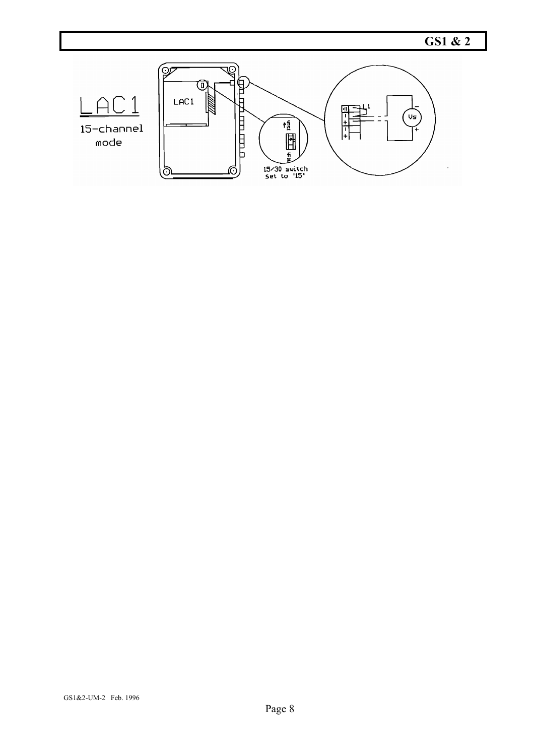LAC1

15-channel mode

15/30 switch set to '15'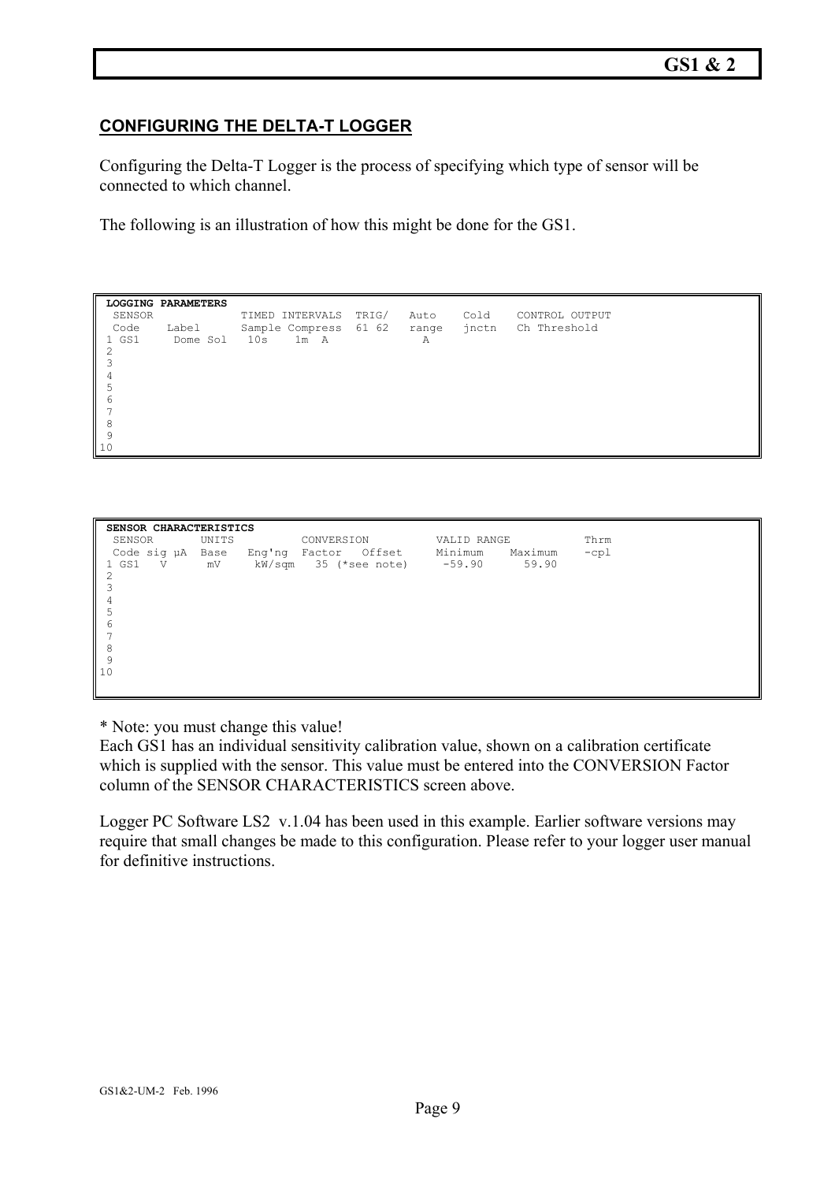## CONFIGURING THE DELTA-T LOGGER

Configuring the Delta-T Logger is the process of specifying which type of sensor will be connected to which channel.

The following is an illustration of how this might be done for the GS1.

```
 LOGGING PARAMETERS
  SENSOR            TIMED INTERVALS  TRIG/   Auto    Cold    CONTROL OUTPUT
  Code    Label     Sample Compress  61 62   range   jnctn   Ch Threshold
 1 GS1     Dome Sol   10s    1m  A            A
 2
 3
 4
 5
 6
 7
 8
 9
10
```

```
 SENSOR CHARACTERISTICS
  SENSOR      UNITS          CONVERSION          VALID RANGE           Thrm
  Code sig µA  Base   Eng'ng  Factor   Offset     Minimum    Maximum    -cpl
 1 GS1   V      mV     kW/sqm   35 (*see note)     -59.90      59.90
 2
 3
 4
 5
 6
 7
 8
 9
10
```

\* Note: you must change this value!
Each GS1 has an individual sensitivity calibration value, shown on a calibration certificate which is supplied with the sensor. This value must be entered into the CONVERSION Factor column of the SENSOR CHARACTERISTICS screen above.

Logger PC Software LS2 v.1.04 has been used in this example. Earlier software versions may require that small changes be made to this configuration. Please refer to your logger user manual for definitive instructions.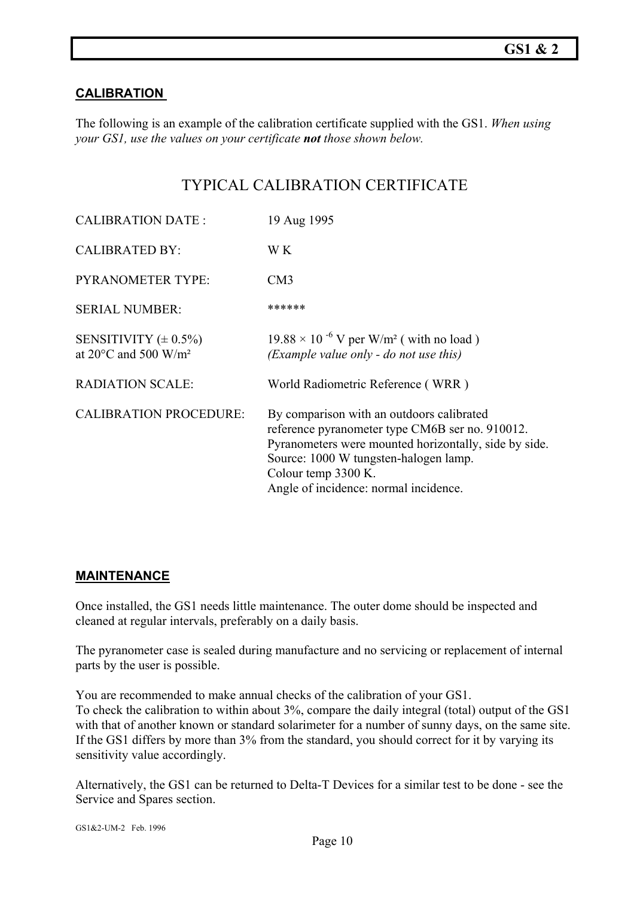## CALIBRATION

The following is an example of the calibration certificate supplied with the GS1. *When using your GS1, use the values on your certificate **not** those shown below.*

### TYPICAL CALIBRATION CERTIFICATE

| | |
|---|---|
| CALIBRATION DATE : | 19 Aug 1995 |
| CALIBRATED BY: | W K |
| PYRANOMETER TYPE: | CM3 |
| SERIAL NUMBER: | ****** |
| SENSITIVITY (± 0.5%) at 20°C and 500 W/m² | $19.88 \times 10^{-6}$ V per W/m² ( with no load ) *(Example value only - do not use this)* |
| RADIATION SCALE: | World Radiometric Reference ( WRR ) |
| CALIBRATION PROCEDURE: | By comparison with an outdoors calibrated reference pyranometer type CM6B ser no. 910012. Pyranometers were mounted horizontally, side by side. Source: 1000 W tungsten-halogen lamp. Colour temp 3300 K. Angle of incidence: normal incidence. |

## MAINTENANCE

Once installed, the GS1 needs little maintenance. The outer dome should be inspected and cleaned at regular intervals, preferably on a daily basis.

The pyranometer case is sealed during manufacture and no servicing or replacement of internal parts by the user is possible.

You are recommended to make annual checks of the calibration of your GS1.
To check the calibration to within about 3%, compare the daily integral (total) output of the GS1 with that of another known or standard solarimeter for a number of sunny days, on the same site. If the GS1 differs by more than 3% from the standard, you should correct for it by varying its sensitivity value accordingly.

Alternatively, the GS1 can be returned to Delta-T Devices for a similar test to be done - see the Service and Spares section.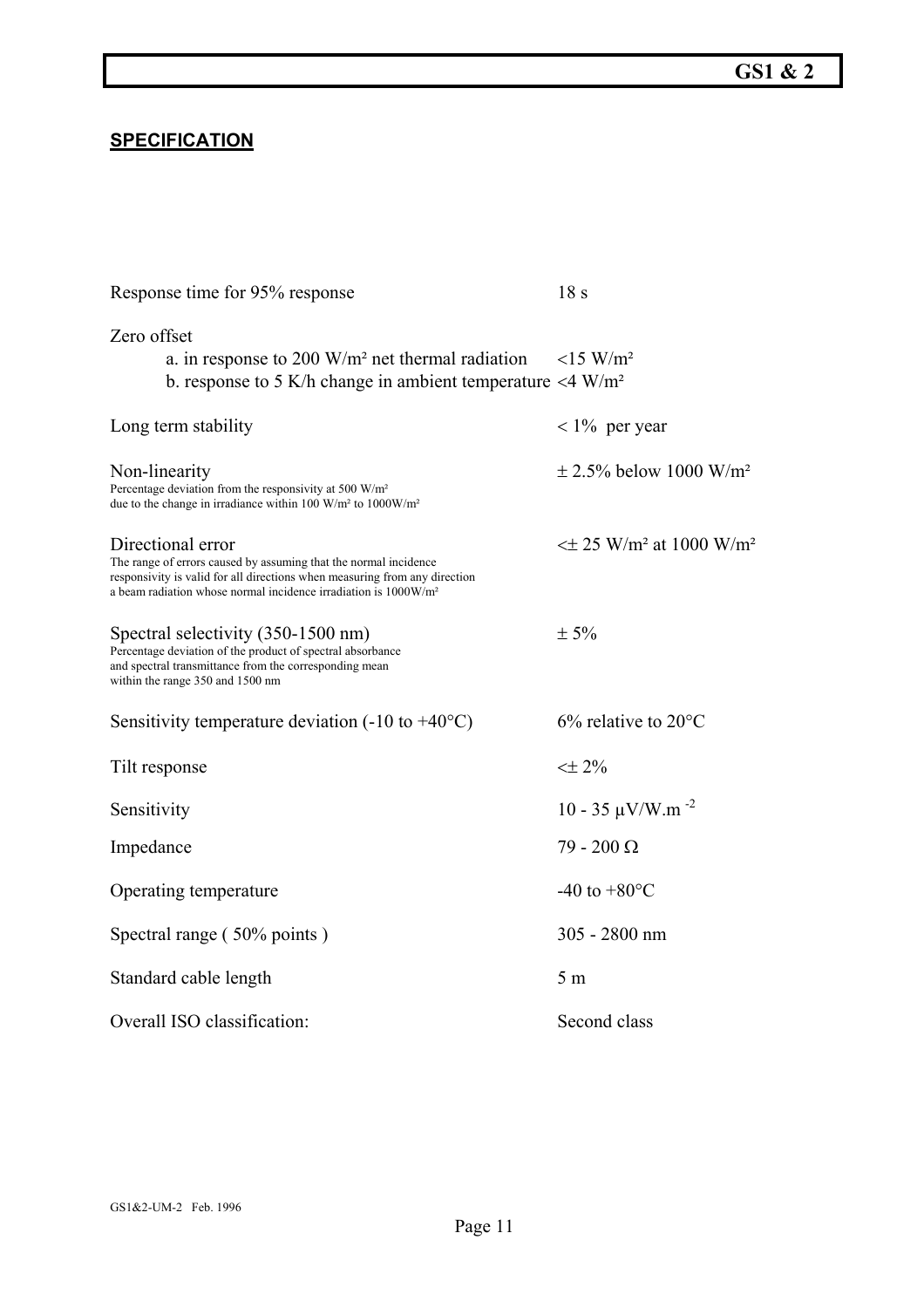## SPECIFICATION

| | |
|---|---|
| Response time for 95% response | 18 s |
| Zero offset | |
| a. in response to 200 W/m² net thermal radiation | <15 W/m² |
| b. response to 5 K/h change in ambient temperature | <4 W/m² |
| Long term stability | < 1% per year |
| Non-linearity<br>Percentage deviation from the responsivity at 500 W/m² due to the change in irradiance within 100 W/m² to 1000W/m² | ± 2.5% below 1000 W/m² |
| Directional error<br>The range of errors caused by assuming that the normal incidence responsivity is valid for all directions when measuring from any direction a beam radiation whose normal incidence irradiation is 1000W/m² | <± 25 W/m² at 1000 W/m² |
| Spectral selectivity (350-1500 nm)<br>Percentage deviation of the product of spectral absorbance and spectral transmittance from the corresponding mean within the range 350 and 1500 nm | ± 5% |
| Sensitivity temperature deviation (-10 to +40°C) | 6% relative to 20°C |
| Tilt response | <± 2% |
| Sensitivity | 10 - 35 μV/W.m $^{-2}$ |
| Impedance | 79 - 200 Ω |
| Operating temperature | -40 to +80°C |
| Spectral range ( 50% points ) | 305 - 2800 nm |
| Standard cable length | 5 m |
| Overall ISO classification: | Second class |

GS1&2-UM-2 Feb. 1996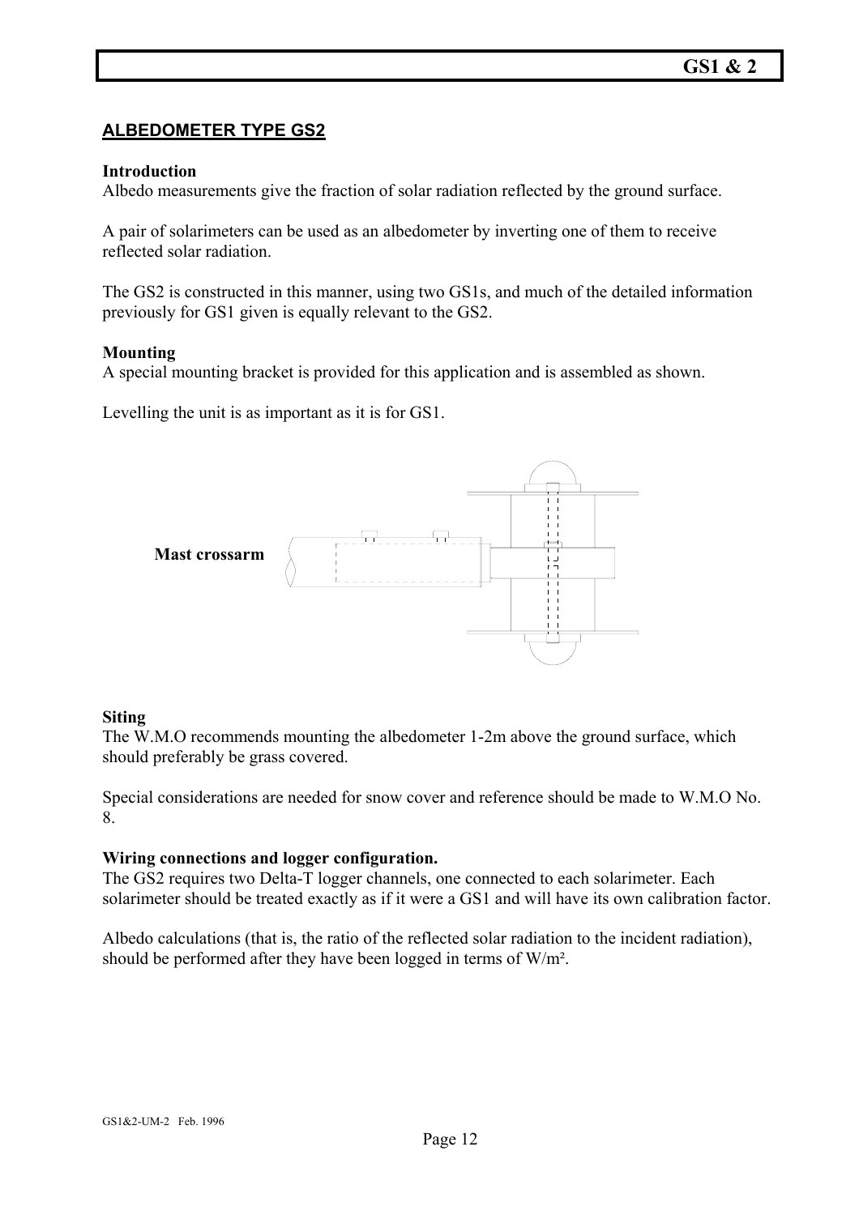## ALBEDOMETER TYPE GS2

**Introduction**

Albedo measurements give the fraction of solar radiation reflected by the ground surface.

A pair of solarimeters can be used as an albedometer by inverting one of them to receive reflected solar radiation.

The GS2 is constructed in this manner, using two GS1s, and much of the detailed information previously for GS1 given is equally relevant to the GS2.

**Mounting**

A special mounting bracket is provided for this application and is assembled as shown.

Levelling the unit is as important as it is for GS1.

Mast crossarm

**Siting**

The W.M.O recommends mounting the albedometer 1-2m above the ground surface, which should preferably be grass covered.

Special considerations are needed for snow cover and reference should be made to W.M.O No. 8.

**Wiring connections and logger configuration.**

The GS2 requires two Delta-T logger channels, one connected to each solarimeter. Each solarimeter should be treated exactly as if it were a GS1 and will have its own calibration factor.

Albedo calculations (that is, the ratio of the reflected solar radiation to the incident radiation), should be performed after they have been logged in terms of W/m².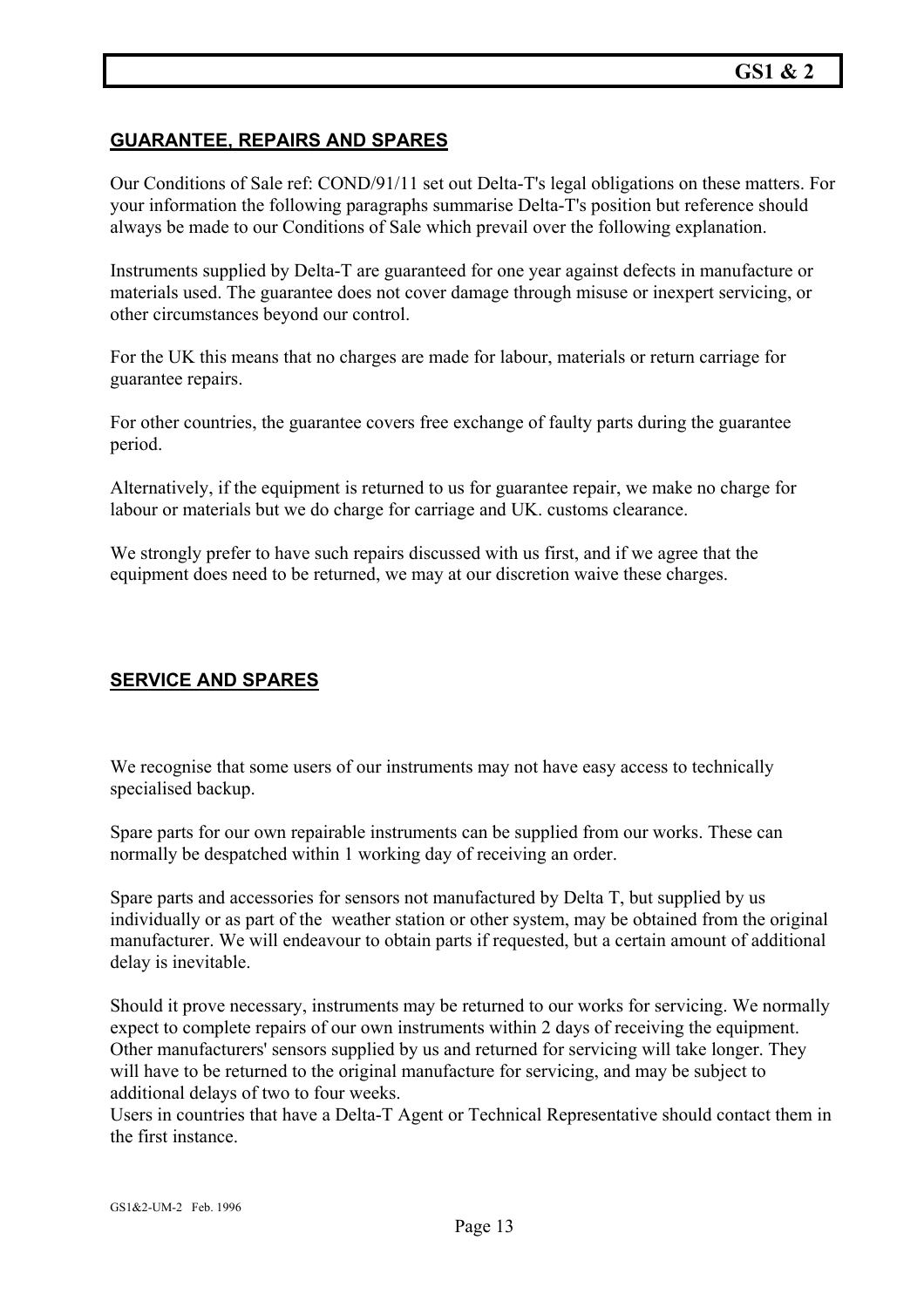## GUARANTEE, REPAIRS AND SPARES

Our Conditions of Sale ref: COND/91/11 set out Delta-T's legal obligations on these matters. For your information the following paragraphs summarise Delta-T's position but reference should always be made to our Conditions of Sale which prevail over the following explanation.

Instruments supplied by Delta-T are guaranteed for one year against defects in manufacture or materials used. The guarantee does not cover damage through misuse or inexpert servicing, or other circumstances beyond our control.

For the UK this means that no charges are made for labour, materials or return carriage for guarantee repairs.

For other countries, the guarantee covers free exchange of faulty parts during the guarantee period.

Alternatively, if the equipment is returned to us for guarantee repair, we make no charge for labour or materials but we do charge for carriage and UK. customs clearance.

We strongly prefer to have such repairs discussed with us first, and if we agree that the equipment does need to be returned, we may at our discretion waive these charges.

## SERVICE AND SPARES

We recognise that some users of our instruments may not have easy access to technically specialised backup.

Spare parts for our own repairable instruments can be supplied from our works. These can normally be despatched within 1 working day of receiving an order.

Spare parts and accessories for sensors not manufactured by Delta T, but supplied by us individually or as part of the weather station or other system, may be obtained from the original manufacturer. We will endeavour to obtain parts if requested, but a certain amount of additional delay is inevitable.

Should it prove necessary, instruments may be returned to our works for servicing. We normally expect to complete repairs of our own instruments within 2 days of receiving the equipment. Other manufacturers' sensors supplied by us and returned for servicing will take longer. They will have to be returned to the original manufacture for servicing, and may be subject to additional delays of two to four weeks.
Users in countries that have a Delta-T Agent or Technical Representative should contact them in the first instance.